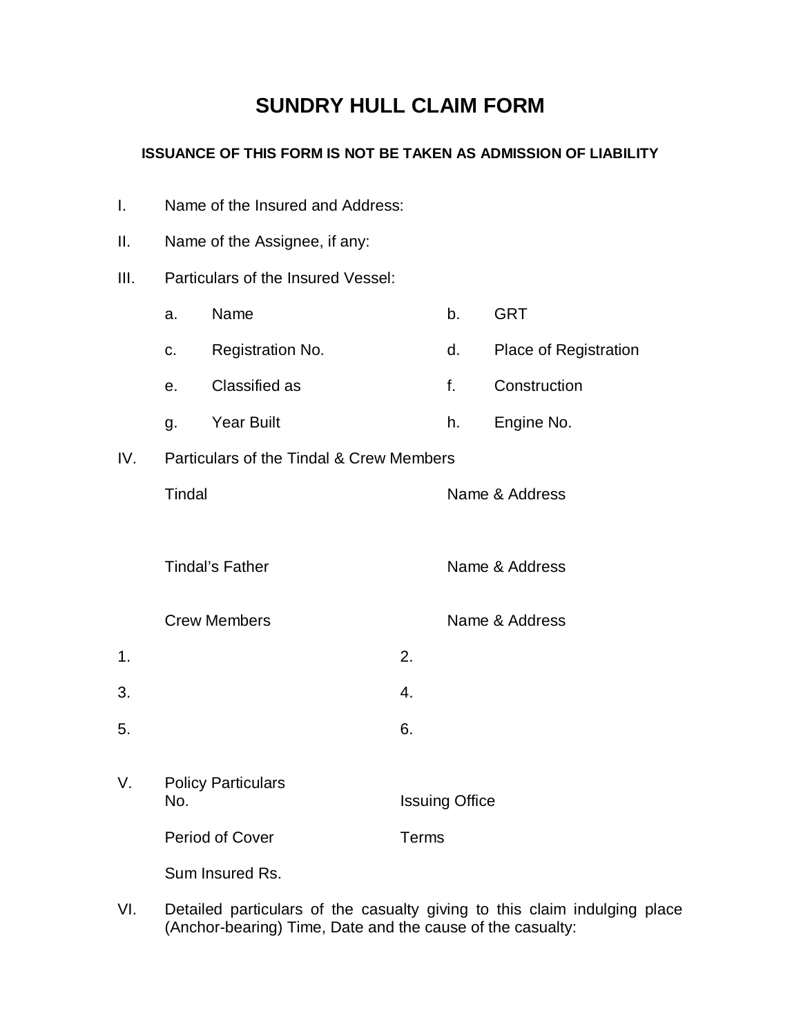# SUNDRY HULL CLAIM FORM

**ISSUANCE OF THIS FORM IS NOT BE TAKEN AS ADMISSION OF LIABILITY**

I. Name of the Insured and Address:

II. Name of the Assignee, if any:

III. Particulars of the Insured Vessel:

| | | | |
|---|---|---|---|
| a. | Name | b. | GRT |
| c. | Registration No. | d. | Place of Registration |
| e. | Classified as | f. | Construction |
| g. | Year Built | h. | Engine No. |

IV. Particulars of the Tindal & Crew Members

Tindal — Name & Address

Tindal's Father — Name & Address

Crew Members — Name & Address

1. 
2. 
3. 
4. 
5. 
6. 

V. Policy Particulars

No. — Issuing Office

Period of Cover — Terms

Sum Insured Rs.

VI. Detailed particulars of the casualty giving to this claim indulging place (Anchor-bearing) Time, Date and the cause of the casualty: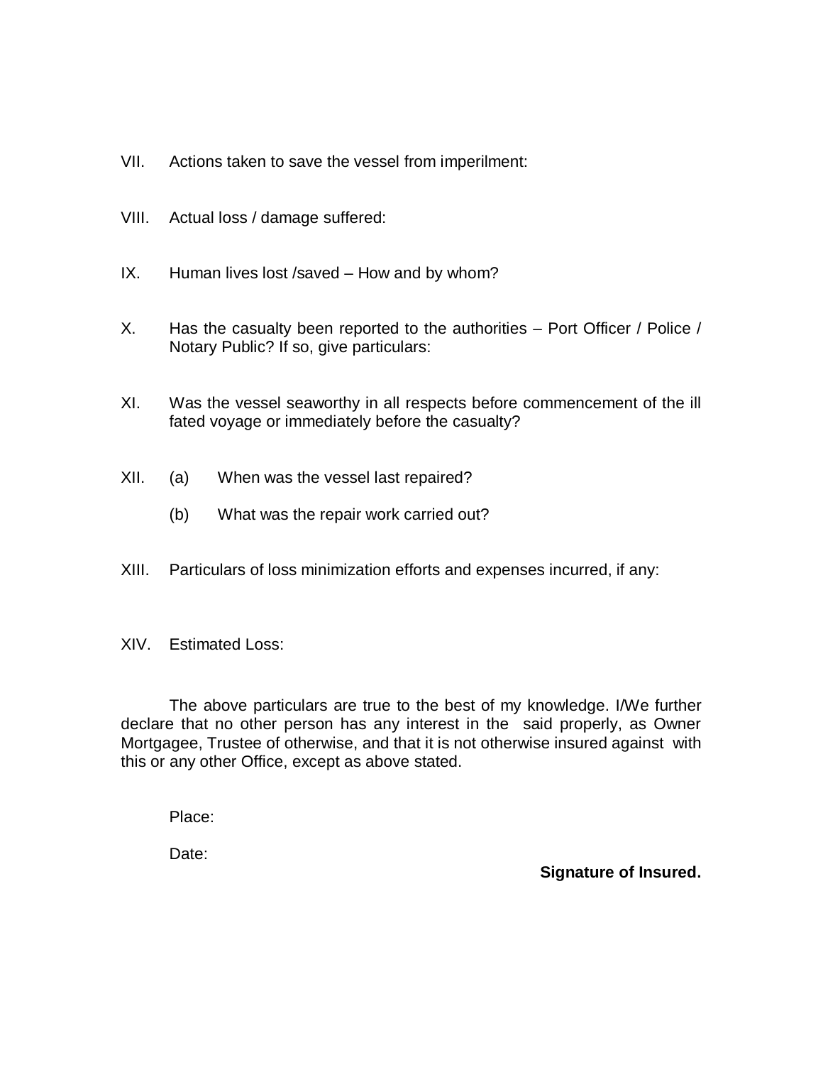VII. Actions taken to save the vessel from imperilment:

VIII. Actual loss / damage suffered:

IX. Human lives lost /saved – How and by whom?

X. Has the casualty been reported to the authorities – Port Officer / Police / Notary Public? If so, give particulars:

XI. Was the vessel seaworthy in all respects before commencement of the ill fated voyage or immediately before the casualty?

XII. (a) When was the vessel last repaired?

  (b) What was the repair work carried out?

XIII. Particulars of loss minimization efforts and expenses incurred, if any:

XIV. Estimated Loss:

The above particulars are true to the best of my knowledge. I/We further declare that no other person has any interest in the said properly, as Owner Mortgagee, Trustee of otherwise, and that it is not otherwise insured against with this or any other Office, except as above stated.

Place:

Date:

**Signature of Insured.**